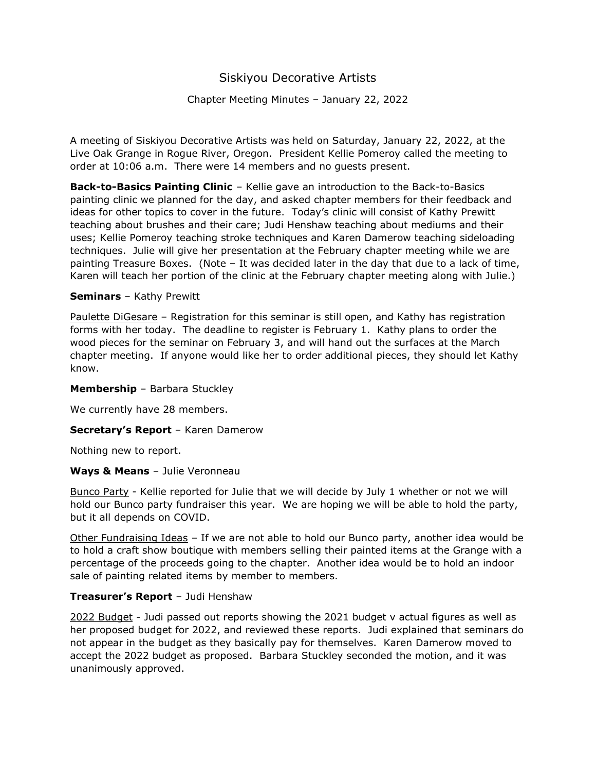# Siskiyou Decorative Artists

Chapter Meeting Minutes – January 22, 2022

A meeting of Siskiyou Decorative Artists was held on Saturday, January 22, 2022, at the Live Oak Grange in Rogue River, Oregon. President Kellie Pomeroy called the meeting to order at 10:06 a.m. There were 14 members and no guests present.

**Back-to-Basics Painting Clinic** – Kellie gave an introduction to the Back-to-Basics painting clinic we planned for the day, and asked chapter members for their feedback and ideas for other topics to cover in the future. Today's clinic will consist of Kathy Prewitt teaching about brushes and their care; Judi Henshaw teaching about mediums and their uses; Kellie Pomeroy teaching stroke techniques and Karen Damerow teaching sideloading techniques. Julie will give her presentation at the February chapter meeting while we are painting Treasure Boxes. (Note – It was decided later in the day that due to a lack of time, Karen will teach her portion of the clinic at the February chapter meeting along with Julie.)

**Seminars** – Kathy Prewitt

<u>Paulette DiGesare</u> – Registration for this seminar is still open, and Kathy has registration forms with her today. The deadline to register is February 1. Kathy plans to order the wood pieces for the seminar on February 3, and will hand out the surfaces at the March chapter meeting. If anyone would like her to order additional pieces, they should let Kathy know.

**Membership** – Barbara Stuckley

We currently have 28 members.

**Secretary's Report** – Karen Damerow

Nothing new to report.

**Ways & Means** – Julie Veronneau

<u>Bunco Party</u> - Kellie reported for Julie that we will decide by July 1 whether or not we will hold our Bunco party fundraiser this year. We are hoping we will be able to hold the party, but it all depends on COVID.

<u>Other Fundraising Ideas</u> – If we are not able to hold our Bunco party, another idea would be to hold a craft show boutique with members selling their painted items at the Grange with a percentage of the proceeds going to the chapter. Another idea would be to hold an indoor sale of painting related items by member to members.

**Treasurer's Report** – Judi Henshaw

<u>2022 Budget</u> - Judi passed out reports showing the 2021 budget v actual figures as well as her proposed budget for 2022, and reviewed these reports. Judi explained that seminars do not appear in the budget as they basically pay for themselves. Karen Damerow moved to accept the 2022 budget as proposed. Barbara Stuckley seconded the motion, and it was unanimously approved.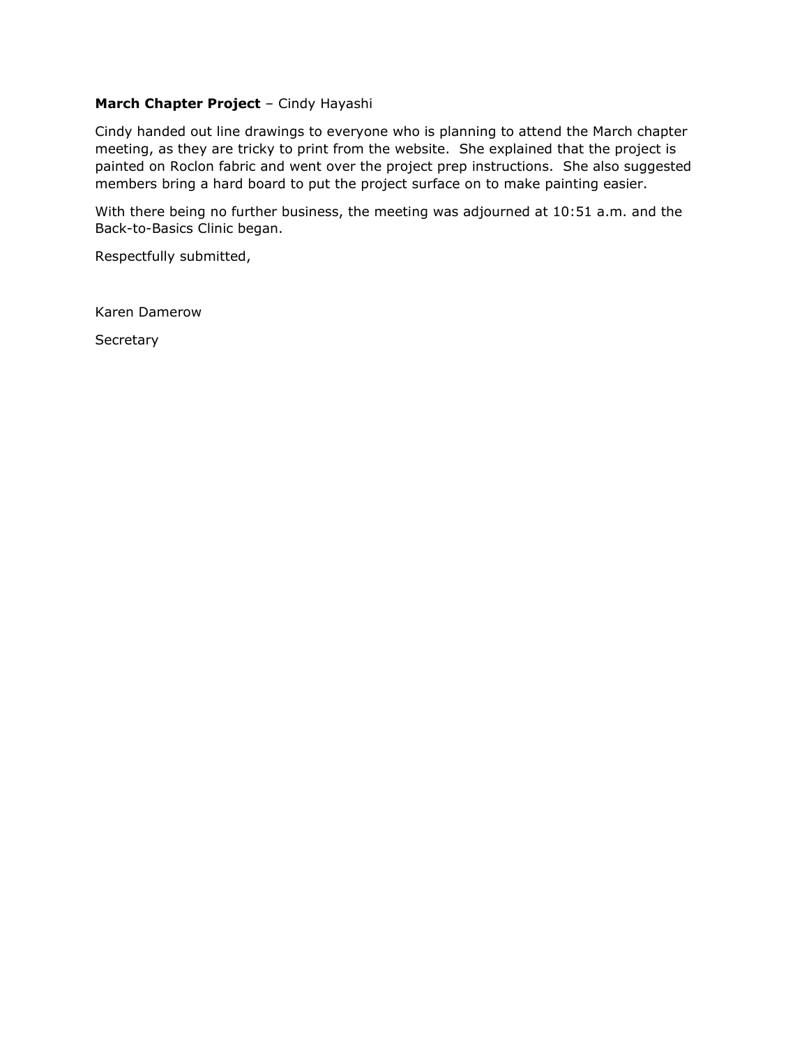**March Chapter Project** – Cindy Hayashi

Cindy handed out line drawings to everyone who is planning to attend the March chapter meeting, as they are tricky to print from the website. She explained that the project is painted on Roclon fabric and went over the project prep instructions. She also suggested members bring a hard board to put the project surface on to make painting easier.

With there being no further business, the meeting was adjourned at 10:51 a.m. and the Back-to-Basics Clinic began.

Respectfully submitted,

Karen Damerow

Secretary